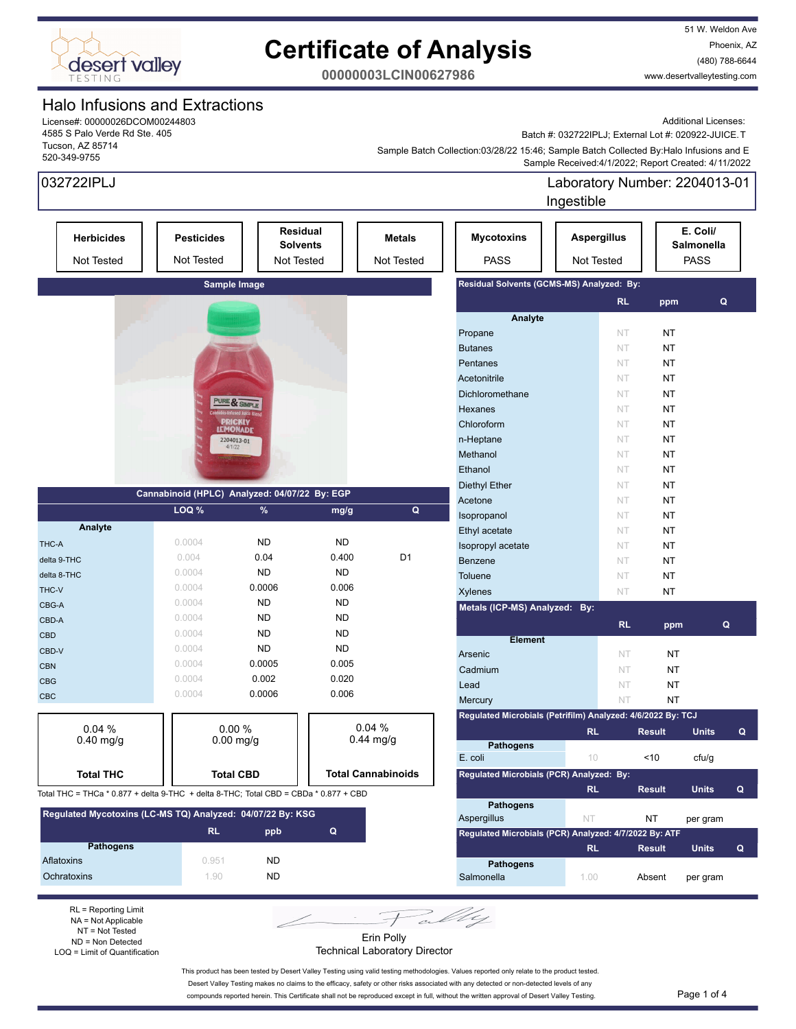# Certificate of Analysis

**00000003LCIN00627986**

51 W. Weldon Ave
Phoenix, AZ
(480) 788-6644
www.desertvalleytesting.com

## Halo Infusions and Extractions

License#: 00000026DCOM00244803
4585 S Palo Verde Rd Ste. 405
Tucson, AZ 85714
520-349-9755

Additional Licenses:
Batch #: 032722IPLJ; External Lot #: 020922-JUICE.T
Sample Batch Collection:03/28/22 15:46; Sample Batch Collected By:Halo Infusions and E
Sample Received:4/1/2022; Report Created: 4/11/2022

**032722IPLJ**

Laboratory Number: 2204013-01
Ingestible

| Herbicides | Pesticides | Residual Solvents | Metals | Mycotoxins | Aspergillus | E. Coli/ Salmonella |
|---|---|---|---|---|---|---|
| Not Tested | Not Tested | Not Tested | Not Tested | PASS | Not Tested | PASS |

**Sample Image**

### Cannabinoid (HPLC) Analyzed: 04/07/22 By: EGP

| Analyte | LOQ % | % | mg/g | Q |
|---|---|---|---|---|
| THC-A | 0.0004 | ND | ND | |
| delta 9-THC | 0.004 | 0.04 | 0.400 | D1 |
| delta 8-THC | 0.0004 | ND | ND | |
| THC-V | 0.0004 | 0.0006 | 0.006 | |
| CBG-A | 0.0004 | ND | ND | |
| CBD-A | 0.0004 | ND | ND | |
| CBD | 0.0004 | ND | ND | |
| CBD-V | 0.0004 | ND | ND | |
| CBN | 0.0004 | 0.0005 | 0.005 | |
| CBG | 0.0004 | 0.002 | 0.020 | |
| CBC | 0.0004 | 0.0006 | 0.006 | |

| Total THC | Total CBD | Total Cannabinoids |
|---|---|---|
| 0.04 % 0.40 mg/g | 0.00 % 0.00 mg/g | 0.04 % 0.44 mg/g |

Total THC = THCa * 0.877 + delta 9-THC + delta 8-THC; Total CBD = CBDa * 0.877 + CBD

### Regulated Mycotoxins (LC-MS TQ) Analyzed: 04/07/22 By: KSG

| Pathogens | RL | ppb | Q |
|---|---|---|---|
| Aflatoxins | 0.951 | ND | |
| Ochratoxins | 1.90 | ND | |

### Residual Solvents (GCMS-MS) Analyzed: By:

| Analyte | RL | ppm | Q |
|---|---|---|---|
| Propane | NT | NT | |
| Butanes | NT | NT | |
| Pentanes | NT | NT | |
| Acetonitrile | NT | NT | |
| Dichloromethane | NT | NT | |
| Hexanes | NT | NT | |
| Chloroform | NT | NT | |
| n-Heptane | NT | NT | |
| Methanol | NT | NT | |
| Ethanol | NT | NT | |
| Diethyl Ether | NT | NT | |
| Acetone | NT | NT | |
| Isopropanol | NT | NT | |
| Ethyl acetate | NT | NT | |
| Isopropyl acetate | NT | NT | |
| Benzene | NT | NT | |
| Toluene | NT | NT | |
| Xylenes | NT | NT | |

### Metals (ICP-MS) Analyzed: By:

| Element | RL | ppm | Q |
|---|---|---|---|
| Arsenic | NT | NT | |
| Cadmium | NT | NT | |
| Lead | NT | NT | |
| Mercury | NT | NT | |

### Regulated Microbials (Petrifilm) Analyzed: 4/6/2022 By: TCJ

| Pathogens | RL | Result | Units | Q |
|---|---|---|---|---|
| E. coli | 10 | <10 | cfu/g | |

### Regulated Microbials (PCR) Analyzed: By:

| Pathogens | RL | Result | Units | Q |
|---|---|---|---|---|
| Aspergillus | NT | NT | per gram | |

### Regulated Microbials (PCR) Analyzed: 4/7/2022 By: ATF

| Pathogens | RL | Result | Units | Q |
|---|---|---|---|---|
| Salmonella | 1.00 | Absent | per gram | |

RL = Reporting Limit
NA = Not Applicable
NT = Not Tested
ND = Non Detected
LOQ = Limit of Quantification

Erin Polly
Technical Laboratory Director

This product has been tested by Desert Valley Testing using valid testing methodologies. Values reported only relate to the product tested. Desert Valley Testing makes no claims to the efficacy, safety or other risks associated with any detected or non-detected levels of any compounds reported herein. This Certificate shall not be reproduced except in full, without the written approval of Desert Valley Testing.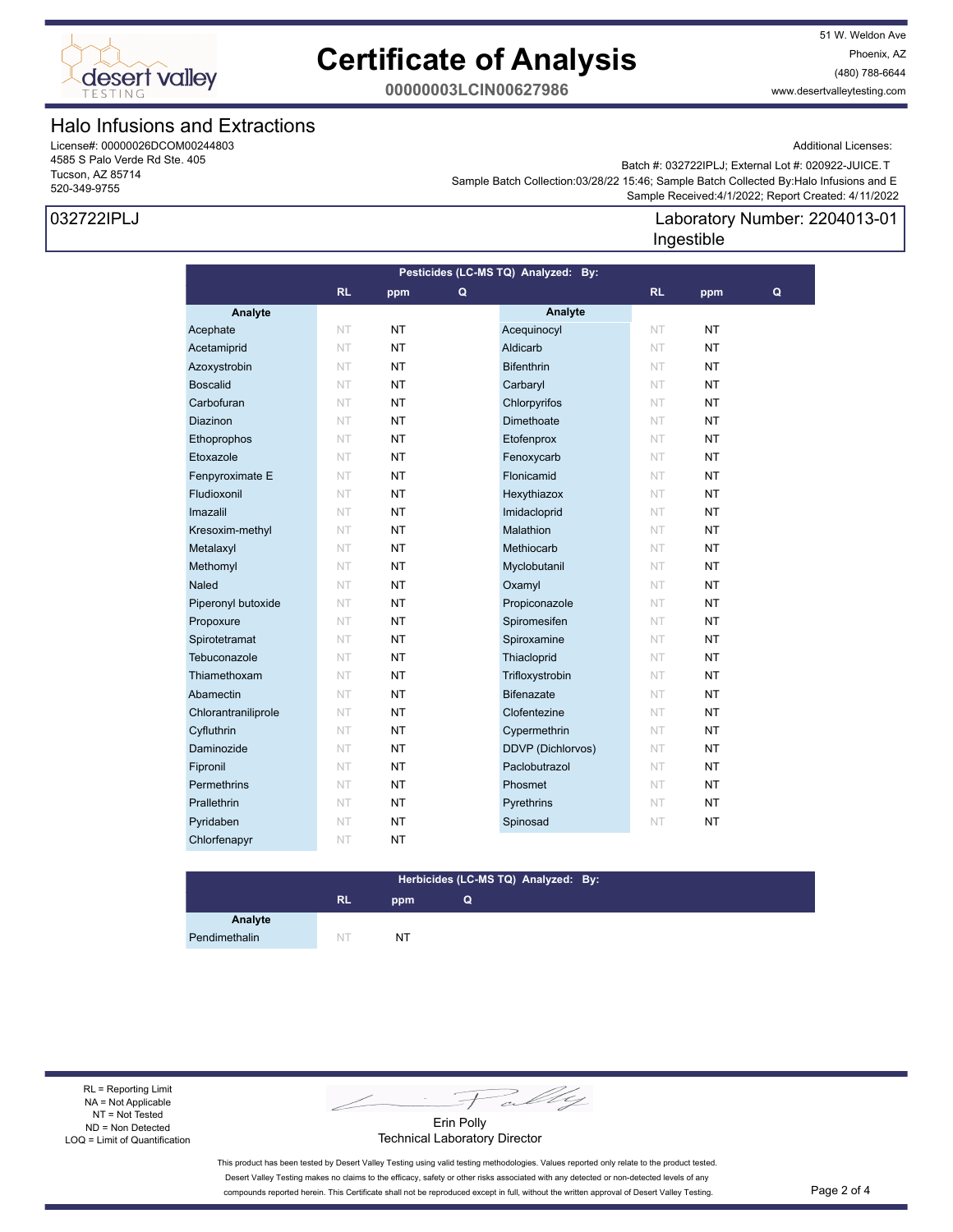# Certificate of Analysis

**00000003LCIN00627986**

51 W. Weldon Ave
Phoenix, AZ
(480) 788-6644
www.desertvalleytesting.com

## Halo Infusions and Extractions

License#: 00000026DCOM00244803
4585 S Palo Verde Rd Ste. 405
Tucson, AZ 85714
520-349-9755

Additional Licenses:
Batch #: 032722IPLJ; External Lot #: 020922-JUICE.T
Sample Batch Collection:03/28/22 15:46; Sample Batch Collected By:Halo Infusions and E
Sample Received:4/1/2022; Report Created: 4/11/2022

032722IPLJ

Laboratory Number: 2204013-01
Ingestible

**Pesticides (LC-MS TQ) Analyzed: By:**

| Analyte | RL | ppm | Q | Analyte | RL | ppm | Q |
|---|---|---|---|---|---|---|---|
| Acephate | NT | NT | | Acequinocyl | NT | NT | |
| Acetamiprid | NT | NT | | Aldicarb | NT | NT | |
| Azoxystrobin | NT | NT | | Bifenthrin | NT | NT | |
| Boscalid | NT | NT | | Carbaryl | NT | NT | |
| Carbofuran | NT | NT | | Chlorpyrifos | NT | NT | |
| Diazinon | NT | NT | | Dimethoate | NT | NT | |
| Ethoprophos | NT | NT | | Etofenprox | NT | NT | |
| Etoxazole | NT | NT | | Fenoxycarb | NT | NT | |
| Fenpyroximate E | NT | NT | | Flonicamid | NT | NT | |
| Fludioxonil | NT | NT | | Hexythiazox | NT | NT | |
| Imazalil | NT | NT | | Imidacloprid | NT | NT | |
| Kresoxim-methyl | NT | NT | | Malathion | NT | NT | |
| Metalaxyl | NT | NT | | Methiocarb | NT | NT | |
| Methomyl | NT | NT | | Myclobutanil | NT | NT | |
| Naled | NT | NT | | Oxamyl | NT | NT | |
| Piperonyl butoxide | NT | NT | | Propiconazole | NT | NT | |
| Propoxure | NT | NT | | Spiromesifen | NT | NT | |
| Spirotetramat | NT | NT | | Spiroxamine | NT | NT | |
| Tebuconazole | NT | NT | | Thiacloprid | NT | NT | |
| Thiamethoxam | NT | NT | | Trifloxystrobin | NT | NT | |
| Abamectin | NT | NT | | Bifenazate | NT | NT | |
| Chlorantraniliprole | NT | NT | | Clofentezine | NT | NT | |
| Cyfluthrin | NT | NT | | Cypermethrin | NT | NT | |
| Daminozide | NT | NT | | DDVP (Dichlorvos) | NT | NT | |
| Fipronil | NT | NT | | Paclobutrazol | NT | NT | |
| Permethrins | NT | NT | | Phosmet | NT | NT | |
| Prallethrin | NT | NT | | Pyrethrins | NT | NT | |
| Pyridaben | NT | NT | | Spinosad | NT | NT | |
| Chlorfenapyr | NT | NT | | | | | |

**Herbicides (LC-MS TQ) Analyzed: By:**

| Analyte | RL | ppm | Q |
|---|---|---|---|
| Pendimethalin | NT | NT | |

RL = Reporting Limit
NA = Not Applicable
NT = Not Tested
ND = Non Detected
LOQ = Limit of Quantification

Erin Polly
Technical Laboratory Director

This product has been tested by Desert Valley Testing using valid testing methodologies. Values reported only relate to the product tested. Desert Valley Testing makes no claims to the efficacy, safety or other risks associated with any detected or non-detected levels of any compounds reported herein. This Certificate shall not be reproduced except in full, without the written approval of Desert Valley Testing.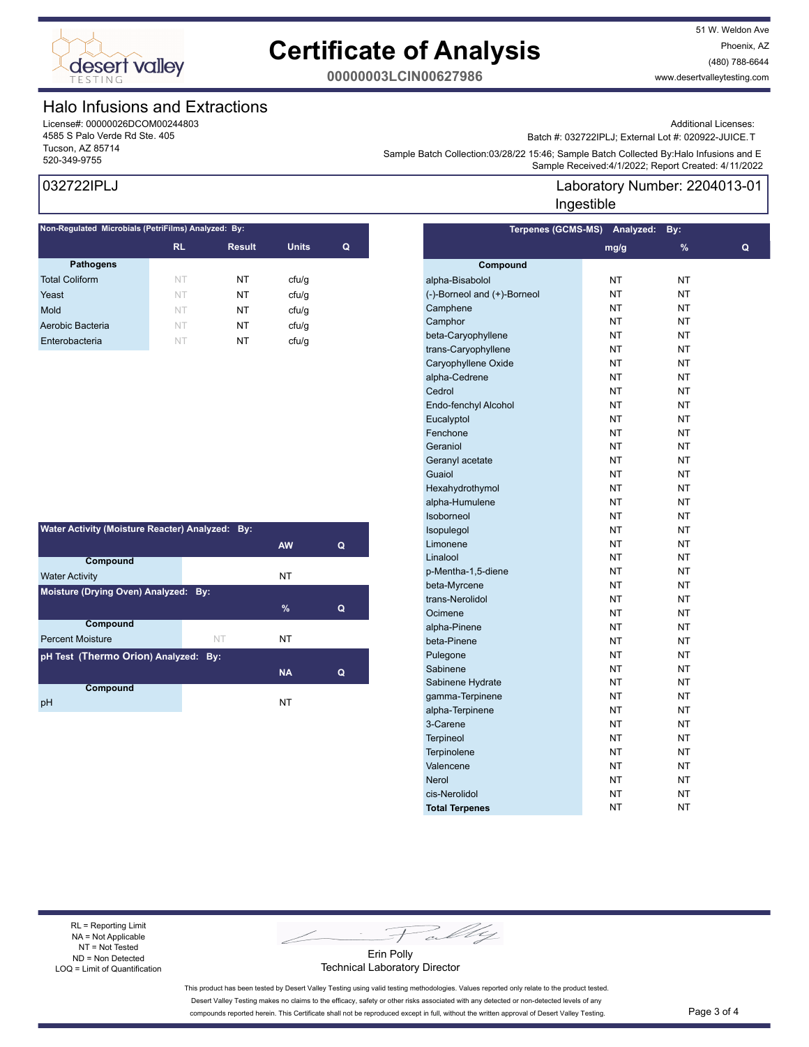# Certificate of Analysis

**00000003LCIN00627986**

51 W. Weldon Ave
Phoenix, AZ
(480) 788-6644
www.desertvalleytesting.com

## Halo Infusions and Extractions

License#: 00000026DCOM00244803
4585 S Palo Verde Rd Ste. 405
Tucson, AZ 85714
520-349-9755

Additional Licenses:
Batch #: 032722IPLJ; External Lot #: 020922-JUICE.T
Sample Batch Collection:03/28/22 15:46; Sample Batch Collected By:Halo Infusions and E
Sample Received:4/1/2022; Report Created: 4/11/2022

**032722IPLJ**

Laboratory Number: 2204013-01
Ingestible

**Non-Regulated Microbials (PetriFilms) Analyzed: By:**

| Pathogens | RL | Result | Units | Q |
|---|---|---|---|---|
| Total Coliform | NT | NT | cfu/g | |
| Yeast | NT | NT | cfu/g | |
| Mold | NT | NT | cfu/g | |
| Aerobic Bacteria | NT | NT | cfu/g | |
| Enterobacteria | NT | NT | cfu/g | |

**Water Activity (Moisture Reacter) Analyzed: By:**

| Compound | | AW | Q |
|---|---|---|---|
| Water Activity | | NT | |

**Moisture (Drying Oven) Analyzed: By:**

| Compound | | % | Q |
|---|---|---|---|
| Percent Moisture | NT | NT | |

**pH Test (Thermo Orion) Analyzed: By:**

| Compound | | NA | Q |
|---|---|---|---|
| pH | | NT | |

**Terpenes (GCMS-MS) Analyzed: By:**

| Compound | mg/g | % | Q |
|---|---|---|---|
| alpha-Bisabolol | NT | NT | |
| (-)-Borneol and (+)-Borneol | NT | NT | |
| Camphene | NT | NT | |
| Camphor | NT | NT | |
| beta-Caryophyllene | NT | NT | |
| trans-Caryophyllene | NT | NT | |
| Caryophyllene Oxide | NT | NT | |
| alpha-Cedrene | NT | NT | |
| Cedrol | NT | NT | |
| Endo-fenchyl Alcohol | NT | NT | |
| Eucalyptol | NT | NT | |
| Fenchone | NT | NT | |
| Geraniol | NT | NT | |
| Geranyl acetate | NT | NT | |
| Guaiol | NT | NT | |
| Hexahydrothymol | NT | NT | |
| alpha-Humulene | NT | NT | |
| Isoborneol | NT | NT | |
| Isopulegol | NT | NT | |
| Limonene | NT | NT | |
| Linalool | NT | NT | |
| p-Mentha-1,5-diene | NT | NT | |
| beta-Myrcene | NT | NT | |
| trans-Nerolidol | NT | NT | |
| Ocimene | NT | NT | |
| alpha-Pinene | NT | NT | |
| beta-Pinene | NT | NT | |
| Pulegone | NT | NT | |
| Sabinene | NT | NT | |
| Sabinene Hydrate | NT | NT | |
| gamma-Terpinene | NT | NT | |
| alpha-Terpinene | NT | NT | |
| 3-Carene | NT | NT | |
| Terpineol | NT | NT | |
| Terpinolene | NT | NT | |
| Valencene | NT | NT | |
| Nerol | NT | NT | |
| cis-Nerolidol | NT | NT | |
| **Total Terpenes** | NT | NT | |

RL = Reporting Limit
NA = Not Applicable
NT = Not Tested
ND = Non Detected
LOQ = Limit of Quantification

Erin Polly
Technical Laboratory Director

This product has been tested by Desert Valley Testing using valid testing methodologies. Values reported only relate to the product tested. Desert Valley Testing makes no claims to the efficacy, safety or other risks associated with any detected or non-detected levels of any compounds reported herein. This Certificate shall not be reproduced except in full, without the written approval of Desert Valley Testing.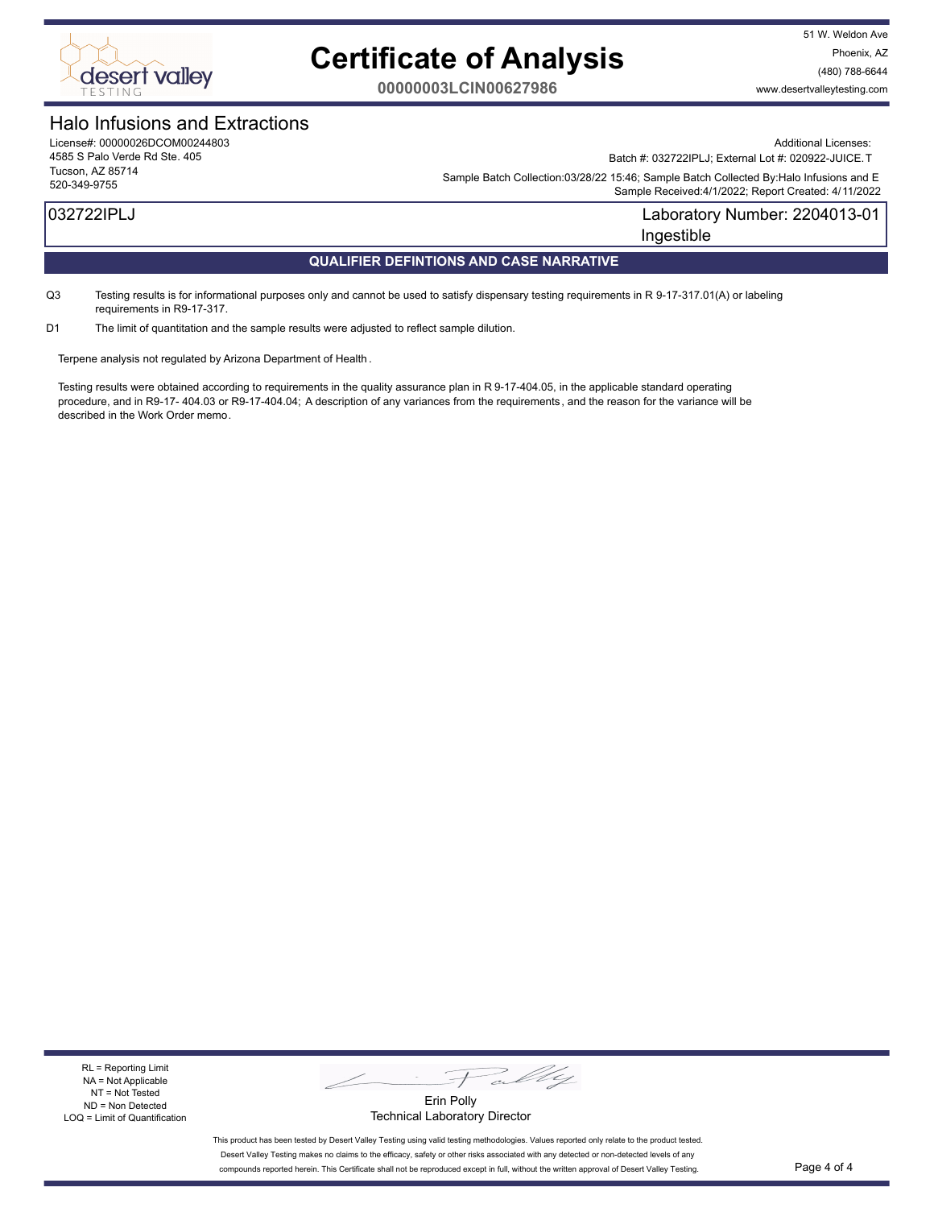# Certificate of Analysis

**00000003LCIN00627986**

desert valley TESTING

51 W. Weldon Ave
Phoenix, AZ
(480) 788-6644
www.desertvalleytesting.com

## Halo Infusions and Extractions

License#: 00000026DCOM00244803
4585 S Palo Verde Rd Ste. 405
Tucson, AZ 85714
520-349-9755

Additional Licenses:
Batch #: 032722IPLJ; External Lot #: 020922-JUICE.T
Sample Batch Collection:03/28/22 15:46; Sample Batch Collected By:Halo Infusions and E
Sample Received:4/1/2022; Report Created: 4/11/2022

032722IPLJ

Laboratory Number: 2204013-01
Ingestible

### QUALIFIER DEFINTIONS AND CASE NARRATIVE

Q3 Testing results is for informational purposes only and cannot be used to satisfy dispensary testing requirements in R 9-17-317.01(A) or labeling requirements in R9-17-317.

D1 The limit of quantitation and the sample results were adjusted to reflect sample dilution.

Terpene analysis not regulated by Arizona Department of Health.

Testing results were obtained according to requirements in the quality assurance plan in R 9-17-404.05, in the applicable standard operating procedure, and in R9-17- 404.03 or R9-17-404.04; A description of any variances from the requirements, and the reason for the variance will be described in the Work Order memo.

RL = Reporting Limit
NA = Not Applicable
NT = Not Tested
ND = Non Detected
LOQ = Limit of Quantification

Erin Polly
Technical Laboratory Director

This product has been tested by Desert Valley Testing using valid testing methodologies. Values reported only relate to the product tested. Desert Valley Testing makes no claims to the efficacy, safety or other risks associated with any detected or non-detected levels of any compounds reported herein. This Certificate shall not be reproduced except in full, without the written approval of Desert Valley Testing.